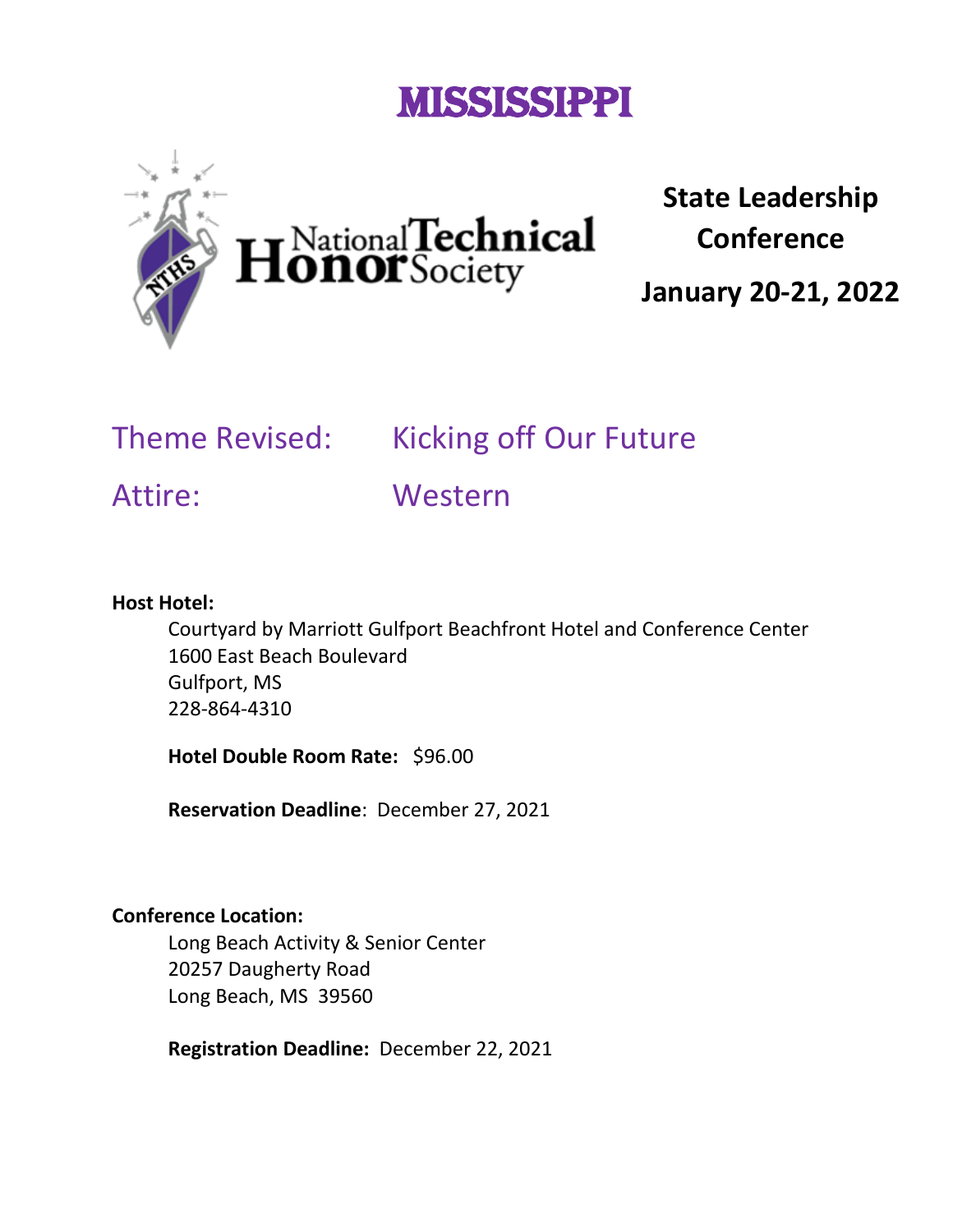# MISSISSIPPI

National Technical Honor Society

## State Leadership Conference

## January 20-21, 2022

Theme Revised: Kicking off Our Future

Attire: Western

**Host Hotel:**

Courtyard by Marriott Gulfport Beachfront Hotel and Conference Center
1600 East Beach Boulevard
Gulfport, MS
228-864-4310

**Hotel Double Room Rate:** $96.00

**Reservation Deadline**: December 27, 2021

**Conference Location:**

Long Beach Activity & Senior Center
20257 Daugherty Road
Long Beach, MS 39560

**Registration Deadline:** December 22, 2021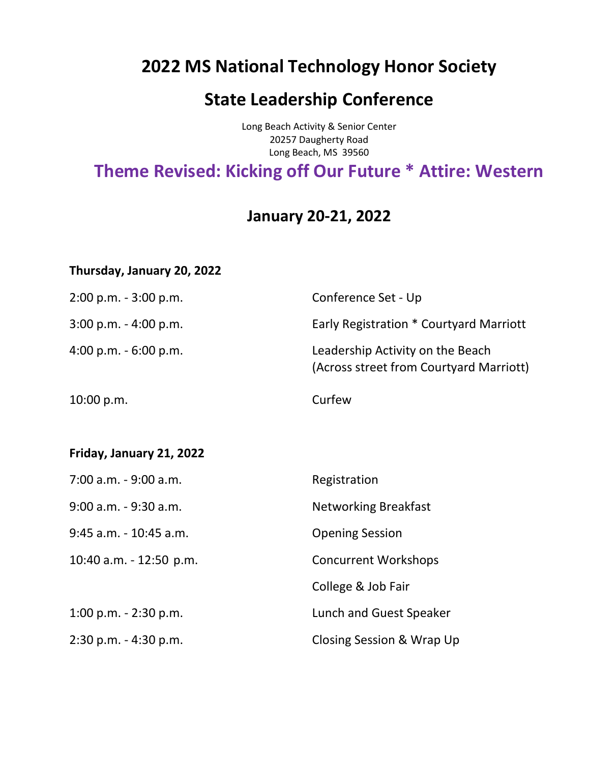# 2022 MS National Technology Honor Society

# State Leadership Conference

Long Beach Activity & Senior Center
20257 Daugherty Road
Long Beach, MS 39560

## Theme Revised: Kicking off Our Future * Attire: Western

## January 20-21, 2022

**Thursday, January 20, 2022**

| | |
|---|---|
| 2:00 p.m. - 3:00 p.m. | Conference Set - Up |
| 3:00 p.m. - 4:00 p.m. | Early Registration * Courtyard Marriott |
| 4:00 p.m. - 6:00 p.m. | Leadership Activity on the Beach (Across street from Courtyard Marriott) |
| 10:00 p.m. | Curfew |

**Friday, January 21, 2022**

| | |
|---|---|
| 7:00 a.m. - 9:00 a.m. | Registration |
| 9:00 a.m. - 9:30 a.m. | Networking Breakfast |
| 9:45 a.m. - 10:45 a.m. | Opening Session |
| 10:40 a.m. - 12:50 p.m. | Concurrent Workshops |
| | College & Job Fair |
| 1:00 p.m. - 2:30 p.m. | Lunch and Guest Speaker |
| 2:30 p.m. - 4:30 p.m. | Closing Session & Wrap Up |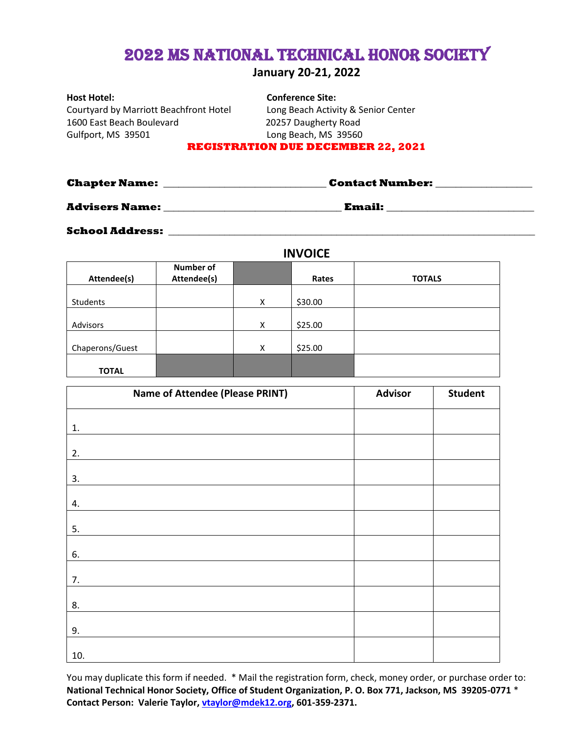# 2022 MS NATIONAL TECHNICAL HONOR SOCIETY

**January 20-21, 2022**

**Host Hotel:**
Courtyard by Marriott Beachfront Hotel
1600 East Beach Boulevard
Gulfport, MS 39501

**Conference Site:**
Long Beach Activity & Senior Center
20257 Daugherty Road
Long Beach, MS 39560

**REGISTRATION DUE DECEMBER 22, 2021**

**Chapter Name:** ____________________________ **Contact Number:** ________________

**Advisers Name:** ______________________________ **Email:** _________________________

**School Address:** _______________________________________________________________

## INVOICE

| Attendee(s) | Number of Attendee(s) | | Rates | TOTALS |
|---|---|---|---|---|
| Students | | X | $30.00 | |
| Advisors | | X | $25.00 | |
| Chaperons/Guest | | X | $25.00 | |
| TOTAL | | | | |

| Name of Attendee (Please PRINT) | Advisor | Student |
|---|---|---|
| 1. | | |
| 2. | | |
| 3. | | |
| 4. | | |
| 5. | | |
| 6. | | |
| 7. | | |
| 8. | | |
| 9. | | |
| 10. | | |

You may duplicate this form if needed. * Mail the registration form, check, money order, or purchase order to: **National Technical Honor Society, Office of Student Organization, P. O. Box 771, Jackson, MS 39205-0771** * **Contact Person: Valerie Taylor, vtaylor@mdek12.org, 601-359-2371.**